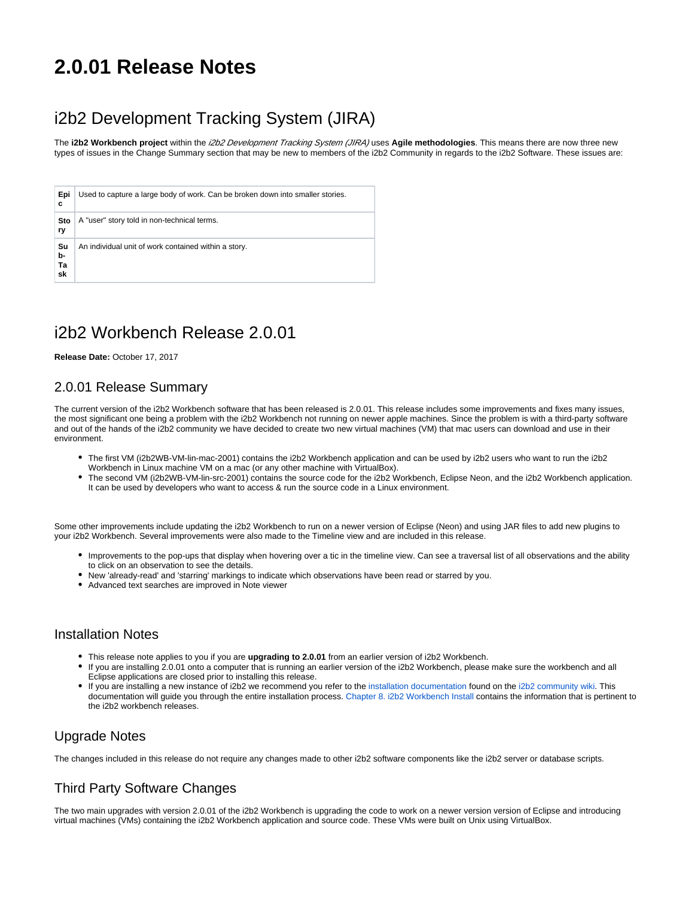# 2.0.01 Release Notes

## i2b2 Development Tracking System (JIRA)

The **i2b2 Workbench project** within the *i2b2 Development Tracking System (JIRA)* uses **Agile methodologies**. This means there are now three new types of issues in the Change Summary section that may be new to members of the i2b2 Community in regards to the i2b2 Software. These issues are:

| | |
|---|---|
| **Epic** | Used to capture a large body of work. Can be broken down into smaller stories. |
| **Story** | A "user" story told in non-technical terms. |
| **Sub-Task** | An individual unit of work contained within a story. |

## i2b2 Workbench Release 2.0.01

**Release Date:** October 17, 2017

### 2.0.01 Release Summary

The current version of the i2b2 Workbench software that has been released is 2.0.01. This release includes some improvements and fixes many issues, the most significant one being a problem with the i2b2 Workbench not running on newer apple machines. Since the problem is with a third-party software and out of the hands of the i2b2 community we have decided to create two new virtual machines (VM) that mac users can download and use in their environment.

- The first VM (i2b2WB-VM-lin-mac-2001) contains the i2b2 Workbench application and can be used by i2b2 users who want to run the i2b2 Workbench in Linux machine VM on a mac (or any other machine with VirtualBox).
- The second VM (i2b2WB-VM-lin-src-2001) contains the source code for the i2b2 Workbench, Eclipse Neon, and the i2b2 Workbench application. It can be used by developers who want to access & run the source code in a Linux environment.

Some other improvements include updating the i2b2 Workbench to run on a newer version of Eclipse (Neon) and using JAR files to add new plugins to your i2b2 Workbench. Several improvements were also made to the Timeline view and are included in this release.

- Improvements to the pop-ups that display when hovering over a tic in the timeline view. Can see a traversal list of all observations and the ability to click on an observation to see the details.
- New 'already-read' and 'starring' markings to indicate which observations have been read or starred by you.
- Advanced text searches are improved in Note viewer

### Installation Notes

- This release note applies to you if you are **upgrading to 2.0.01** from an earlier version of i2b2 Workbench.
- If you are installing 2.0.01 onto a computer that is running an earlier version of the i2b2 Workbench, please make sure the workbench and all Eclipse applications are closed prior to installing this release.
- If you are installing a new instance of i2b2 we recommend you refer to the installation documentation found on the i2b2 community wiki. This documentation will guide you through the entire installation process. Chapter 8. i2b2 Workbench Install contains the information that is pertinent to the i2b2 workbench releases.

### Upgrade Notes

The changes included in this release do not require any changes made to other i2b2 software components like the i2b2 server or database scripts.

### Third Party Software Changes

The two main upgrades with version 2.0.01 of the i2b2 Workbench is upgrading the code to work on a newer version version of Eclipse and introducing virtual machines (VMs) containing the i2b2 Workbench application and source code. These VMs were built on Unix using VirtualBox.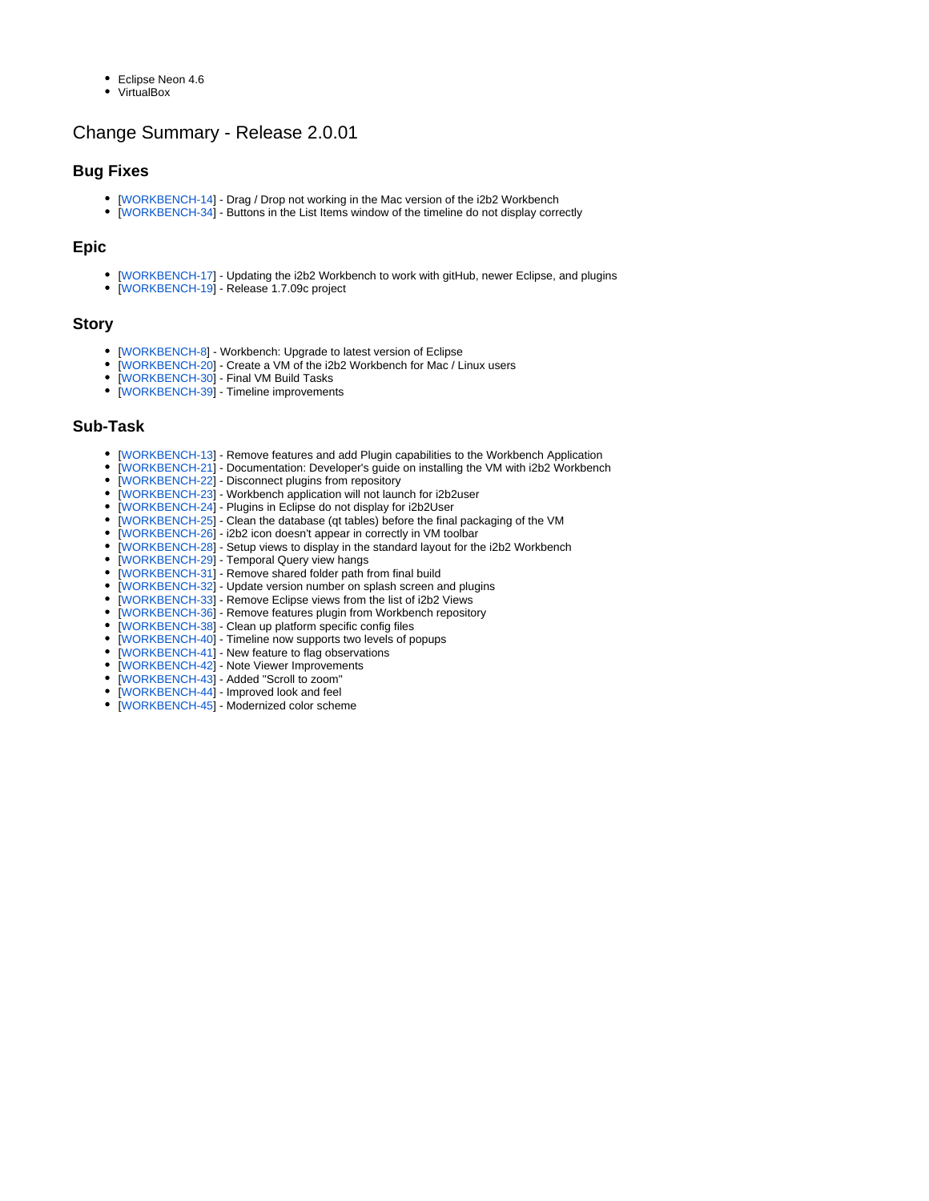- Eclipse Neon 4.6
- VirtualBox

## Change Summary - Release 2.0.01

### Bug Fixes

- [WORKBENCH-14] - Drag / Drop not working in the Mac version of the i2b2 Workbench
- [WORKBENCH-34] - Buttons in the List Items window of the timeline do not display correctly

### Epic

- [WORKBENCH-17] - Updating the i2b2 Workbench to work with gitHub, newer Eclipse, and plugins
- [WORKBENCH-19] - Release 1.7.09c project

### Story

- [WORKBENCH-8] - Workbench: Upgrade to latest version of Eclipse
- [WORKBENCH-20] - Create a VM of the i2b2 Workbench for Mac / Linux users
- [WORKBENCH-30] - Final VM Build Tasks
- [WORKBENCH-39] - Timeline improvements

### Sub-Task

- [WORKBENCH-13] - Remove features and add Plugin capabilities to the Workbench Application
- [WORKBENCH-21] - Documentation: Developer's guide on installing the VM with i2b2 Workbench
- [WORKBENCH-22] - Disconnect plugins from repository
- [WORKBENCH-23] - Workbench application will not launch for i2b2user
- [WORKBENCH-24] - Plugins in Eclipse do not display for i2b2User
- [WORKBENCH-25] - Clean the database (qt tables) before the final packaging of the VM
- [WORKBENCH-26] - i2b2 icon doesn't appear in correctly in VM toolbar
- [WORKBENCH-28] - Setup views to display in the standard layout for the i2b2 Workbench
- [WORKBENCH-29] - Temporal Query view hangs
- [WORKBENCH-31] - Remove shared folder path from final build
- [WORKBENCH-32] - Update version number on splash screen and plugins
- [WORKBENCH-33] - Remove Eclipse views from the list of i2b2 Views
- [WORKBENCH-36] - Remove features plugin from Workbench repository
- [WORKBENCH-38] - Clean up platform specific config files
- [WORKBENCH-40] - Timeline now supports two levels of popups
- [WORKBENCH-41] - New feature to flag observations
- [WORKBENCH-42] - Note Viewer Improvements
- [WORKBENCH-43] - Added "Scroll to zoom"
- [WORKBENCH-44] - Improved look and feel
- [WORKBENCH-45] - Modernized color scheme